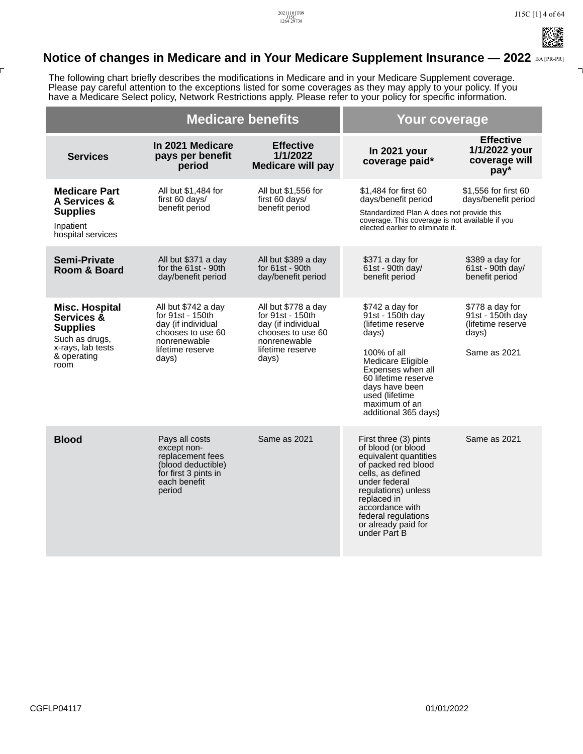# Notice of changes in Medicare and in Your Medicare Supplement Insurance — 2022

The following chart briefly describes the modifications in Medicare and in your Medicare Supplement coverage. Please pay careful attention to the exceptions listed for some coverages as they may apply to your policy. If you have a Medicare Select policy, Network Restrictions apply. Please refer to your policy for specific information.

| | Medicare benefits | | Your coverage | |
|---|---|---|---|---|
| **Services** | **In 2021 Medicare pays per benefit period** | **Effective 1/1/2022 Medicare will pay** | **In 2021 your coverage paid*** | **Effective 1/1/2022 your coverage will pay*** |
| **Medicare Part A Services & Supplies**<br>Inpatient hospital services | All but $1,484 for first 60 days/ benefit period | All but $1,556 for first 60 days/ benefit period | $1,484 for first 60 days/benefit period<br>Standardized Plan A does not provide this coverage. This coverage is not available if you elected earlier to eliminate it. | $1,556 for first 60 days/benefit period |
| **Semi-Private Room & Board** | All but $371 a day for the 61st - 90th day/benefit period | All but $389 a day for 61st - 90th day/benefit period | $371 a day for 61st - 90th day/ benefit period | $389 a day for 61st - 90th day/ benefit period |
| **Misc. Hospital Services & Supplies**<br>Such as drugs, x-rays, lab tests & operating room | All but $742 a day for 91st - 150th day (if individual chooses to use 60 nonrenewable lifetime reserve days) | All but $778 a day for 91st - 150th day (if individual chooses to use 60 nonrenewable lifetime reserve days) | $742 a day for 91st - 150th day (lifetime reserve days)<br><br>100% of all Medicare Eligible Expenses when all 60 lifetime reserve days have been used (lifetime maximum of an additional 365 days) | $778 a day for 91st - 150th day (lifetime reserve days)<br><br>Same as 2021 |
| **Blood** | Pays all costs except non-replacement fees (blood deductible) for first 3 pints in each benefit period | Same as 2021 | First three (3) pints of blood (or blood equivalent quantities of packed red blood cells, as defined under federal regulations) unless replaced in accordance with federal regulations or already paid for under Part B | Same as 2021 |

CGFLP04117 01/01/2022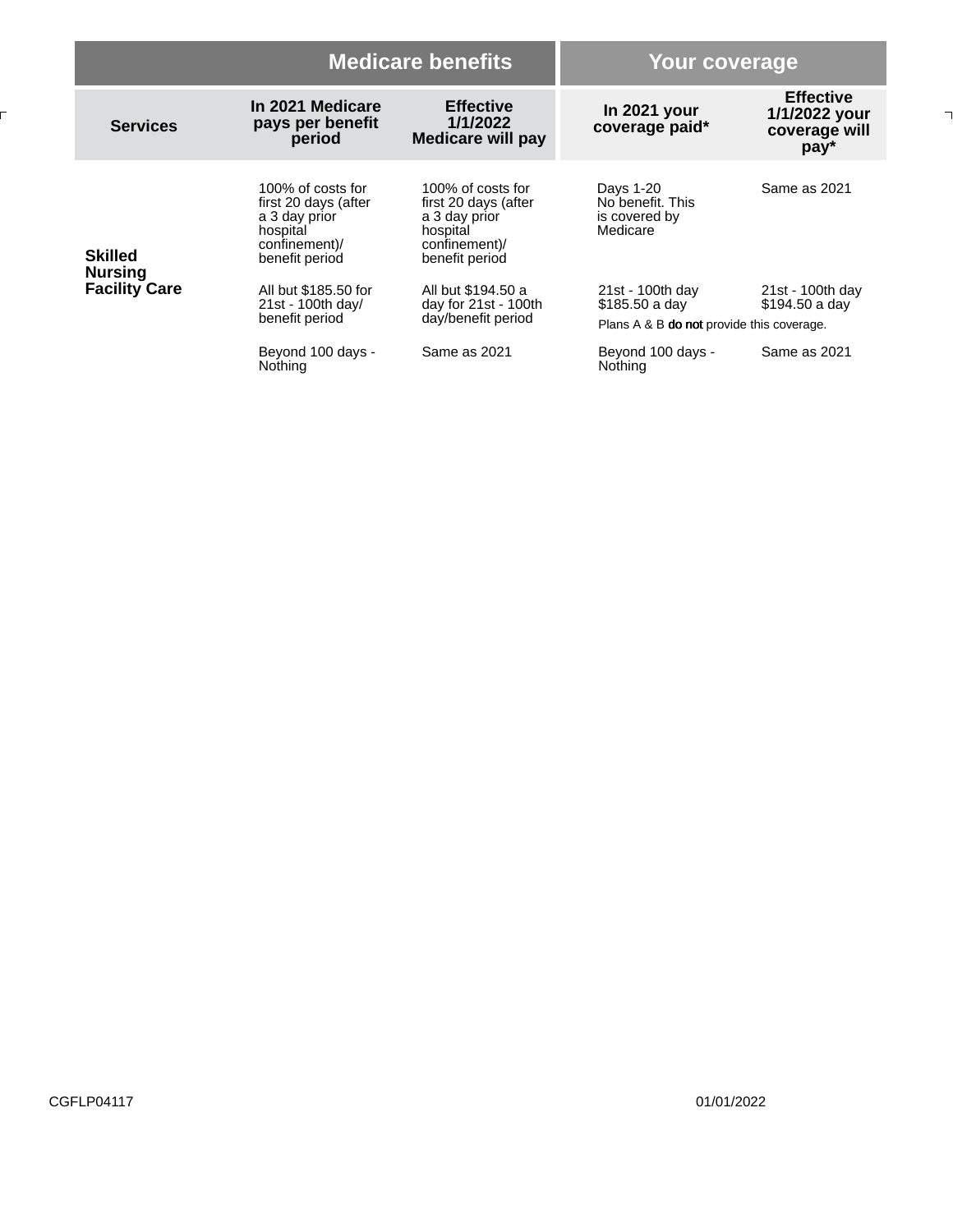| | Medicare benefits | | Your coverage | |
|---|---|---|---|---|
| **Services** | **In 2021 Medicare pays per benefit period** | **Effective 1/1/2022 Medicare will pay** | **In 2021 your coverage paid*** | **Effective 1/1/2022 your coverage will pay*** |
| **Skilled Nursing Facility Care** | 100% of costs for first 20 days (after a 3 day prior hospital confinement)/ benefit period | 100% of costs for first 20 days (after a 3 day prior hospital confinement)/ benefit period | Days 1-20 No benefit. This is covered by Medicare | Same as 2021 |
| | All but $185.50 for 21st - 100th day/ benefit period | All but $194.50 a day for 21st - 100th day/benefit period | 21st - 100th day $185.50 a day<br>Plans A & B **do not** provide this coverage. | 21st - 100th day $194.50 a day |
| | Beyond 100 days - Nothing | Same as 2021 | Beyond 100 days - Nothing | Same as 2021 |

CGFLP04117 01/01/2022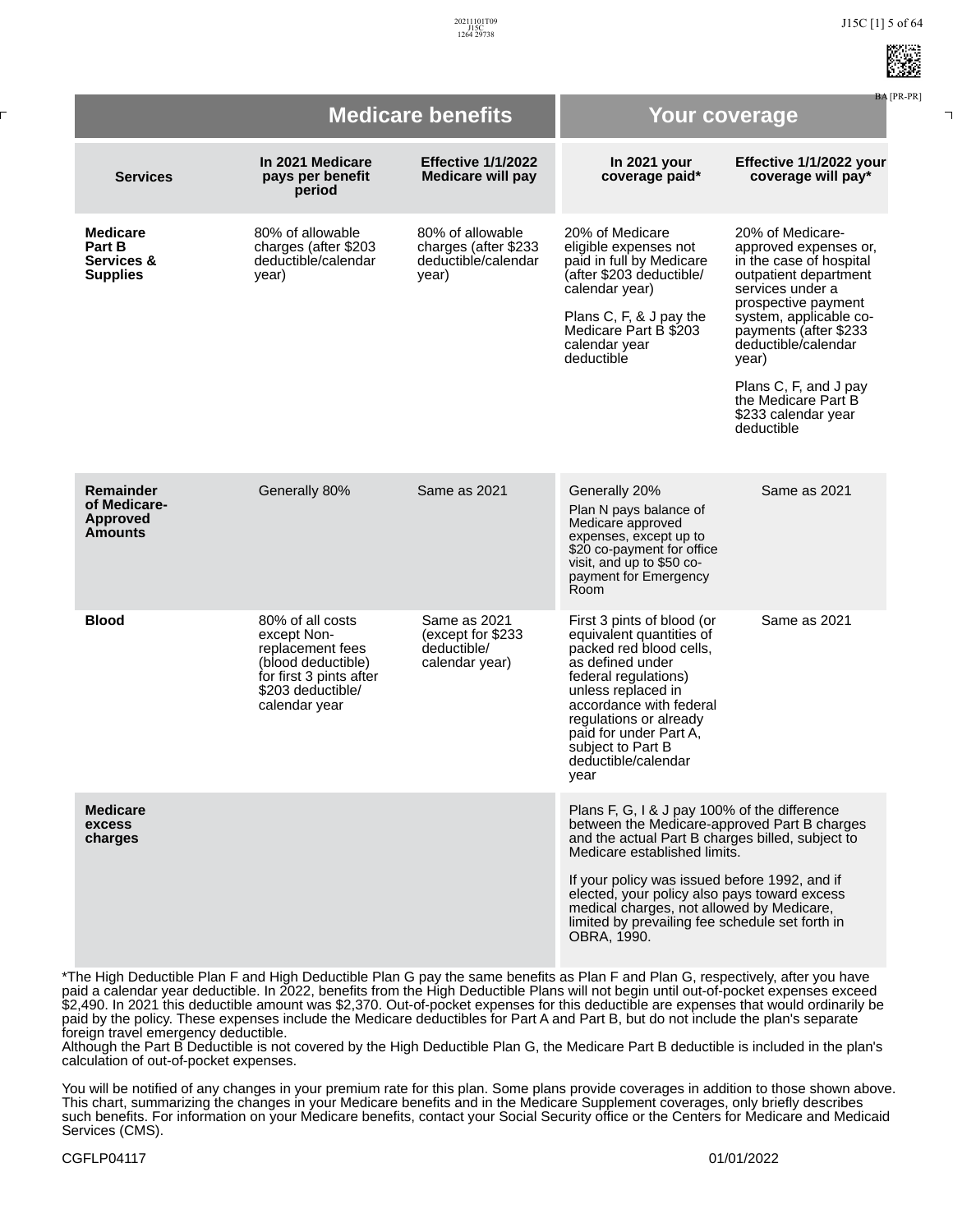| | Medicare benefits | | Your coverage | |
|---|---|---|---|---|
| **Services** | **In 2021 Medicare pays per benefit period** | **Effective 1/1/2022 Medicare will pay** | **In 2021 your coverage paid*** | **Effective 1/1/2022 your coverage will pay*** |
| **Medicare Part B Services & Supplies** | 80% of allowable charges (after $203 deductible/calendar year) | 80% of allowable charges (after $233 deductible/calendar year) | 20% of Medicare eligible expenses not paid in full by Medicare (after $203 deductible/ calendar year)<br><br>Plans C, F, & J pay the Medicare Part B $203 calendar year deductible | 20% of Medicare-approved expenses or, in the case of hospital outpatient department services under a prospective payment system, applicable co-payments (after $233 deductible/calendar year)<br><br>Plans C, F, and J pay the Medicare Part B $233 calendar year deductible |
| **Remainder of Medicare-Approved Amounts** | Generally 80% | Same as 2021 | Generally 20%<br><br>Plan N pays balance of Medicare approved expenses, except up to $20 co-payment for office visit, and up to $50 co-payment for Emergency Room | Same as 2021 |
| **Blood** | 80% of all costs except Non-replacement fees (blood deductible) for first 3 pints after $203 deductible/ calendar year | Same as 2021 (except for $233 deductible/ calendar year) | First 3 pints of blood (or equivalent quantities of packed red blood cells, as defined under federal regulations) unless replaced in accordance with federal regulations or already paid for under Part A, subject to Part B deductible/calendar year | Same as 2021 |
| **Medicare excess charges** | | | Plans F, G, I & J pay 100% of the difference between the Medicare-approved Part B charges and the actual Part B charges billed, subject to Medicare established limits.<br><br>If your policy was issued before 1992, and if elected, your policy also pays toward excess medical charges, not allowed by Medicare, limited by prevailing fee schedule set forth in OBRA, 1990. | |

*The High Deductible Plan F and High Deductible Plan G pay the same benefits as Plan F and Plan G, respectively, after you have paid a calendar year deductible. In 2022, benefits from the High Deductible Plans will not begin until out-of-pocket expenses exceed $2,490. In 2021 this deductible amount was $2,370. Out-of-pocket expenses for this deductible are expenses that would ordinarily be paid by the policy. These expenses include the Medicare deductibles for Part A and Part B, but do not include the plan's separate foreign travel emergency deductible.
Although the Part B Deductible is not covered by the High Deductible Plan G, the Medicare Part B deductible is included in the plan's calculation of out-of-pocket expenses.

You will be notified of any changes in your premium rate for this plan. Some plans provide coverages in addition to those shown above. This chart, summarizing the changes in your Medicare benefits and in the Medicare Supplement coverages, only briefly describes such benefits. For information on your Medicare benefits, contact your Social Security office or the Centers for Medicare and Medicaid Services (CMS).

CGFLP04117 01/01/2022